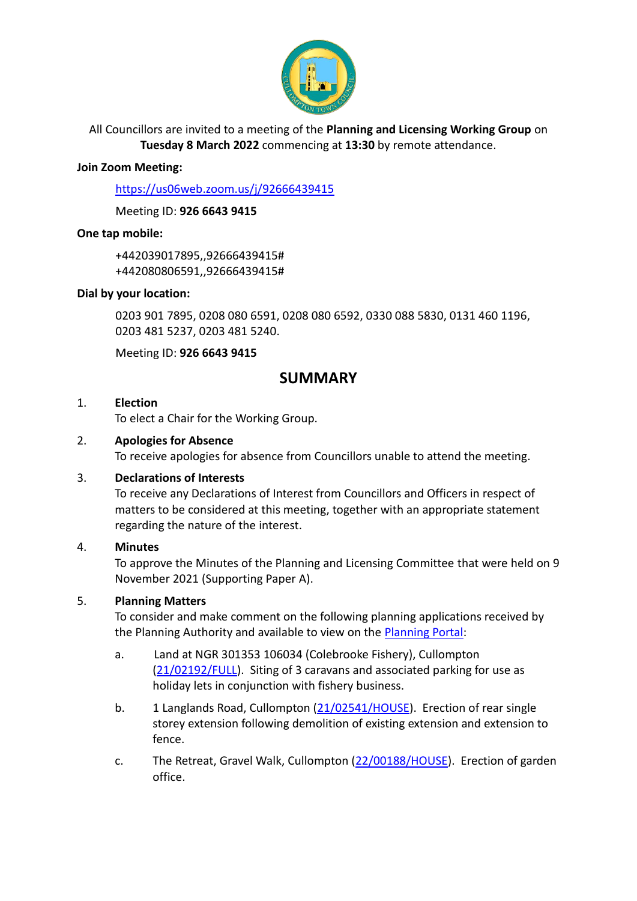All Councillors are invited to a meeting of the **Planning and Licensing Working Group** on **Tuesday 8 March 2022** commencing at **13:30** by remote attendance.

**Join Zoom Meeting:**

https://us06web.zoom.us/j/92666439415

Meeting ID: **926 6643 9415**

**One tap mobile:**

+442039017895,,92666439415#
+442080806591,,92666439415#

**Dial by your location:**

0203 901 7895, 0208 080 6591, 0208 080 6592, 0330 088 5830, 0131 460 1196, 0203 481 5237, 0203 481 5240.

Meeting ID: **926 6643 9415**

## SUMMARY

1. **Election**
   To elect a Chair for the Working Group.

2. **Apologies for Absence**
   To receive apologies for absence from Councillors unable to attend the meeting.

3. **Declarations of Interests**
   To receive any Declarations of Interest from Councillors and Officers in respect of matters to be considered at this meeting, together with an appropriate statement regarding the nature of the interest.

4. **Minutes**
   To approve the Minutes of the Planning and Licensing Committee that were held on 9 November 2021 (Supporting Paper A).

5. **Planning Matters**
   To consider and make comment on the following planning applications received by the Planning Authority and available to view on the Planning Portal:

   a. Land at NGR 301353 106034 (Colebrooke Fishery), Cullompton (21/02192/FULL). Siting of 3 caravans and associated parking for use as holiday lets in conjunction with fishery business.

   b. 1 Langlands Road, Cullompton (21/02541/HOUSE). Erection of rear single storey extension following demolition of existing extension and extension to fence.

   c. The Retreat, Gravel Walk, Cullompton (22/00188/HOUSE). Erection of garden office.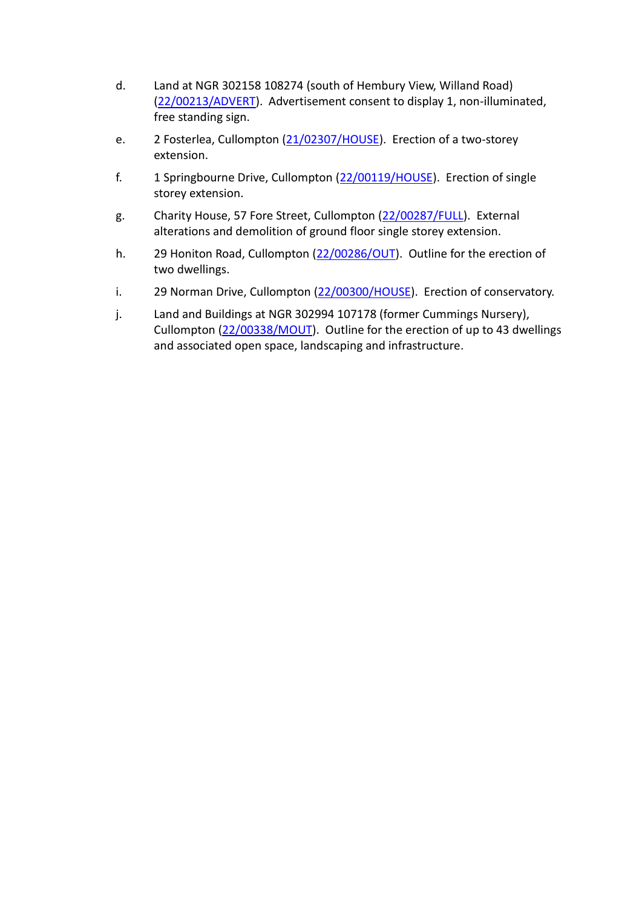d. Land at NGR 302158 108274 (south of Hembury View, Willand Road) (22/00213/ADVERT). Advertisement consent to display 1, non-illuminated, free standing sign.

e. 2 Fosterlea, Cullompton (21/02307/HOUSE). Erection of a two-storey extension.

f. 1 Springbourne Drive, Cullompton (22/00119/HOUSE). Erection of single storey extension.

g. Charity House, 57 Fore Street, Cullompton (22/00287/FULL). External alterations and demolition of ground floor single storey extension.

h. 29 Honiton Road, Cullompton (22/00286/OUT). Outline for the erection of two dwellings.

i. 29 Norman Drive, Cullompton (22/00300/HOUSE). Erection of conservatory.

j. Land and Buildings at NGR 302994 107178 (former Cummings Nursery), Cullompton (22/00338/MOUT). Outline for the erection of up to 43 dwellings and associated open space, landscaping and infrastructure.